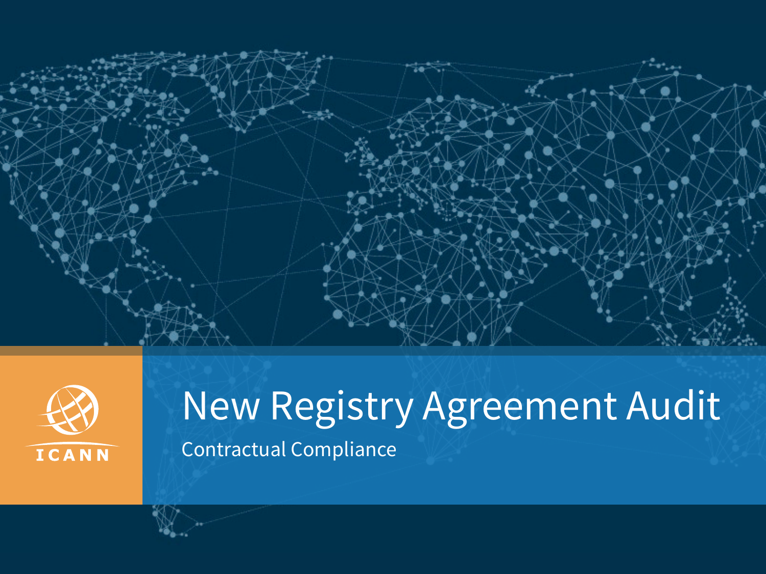# New Registry Agreement Audit

Contractual Compliance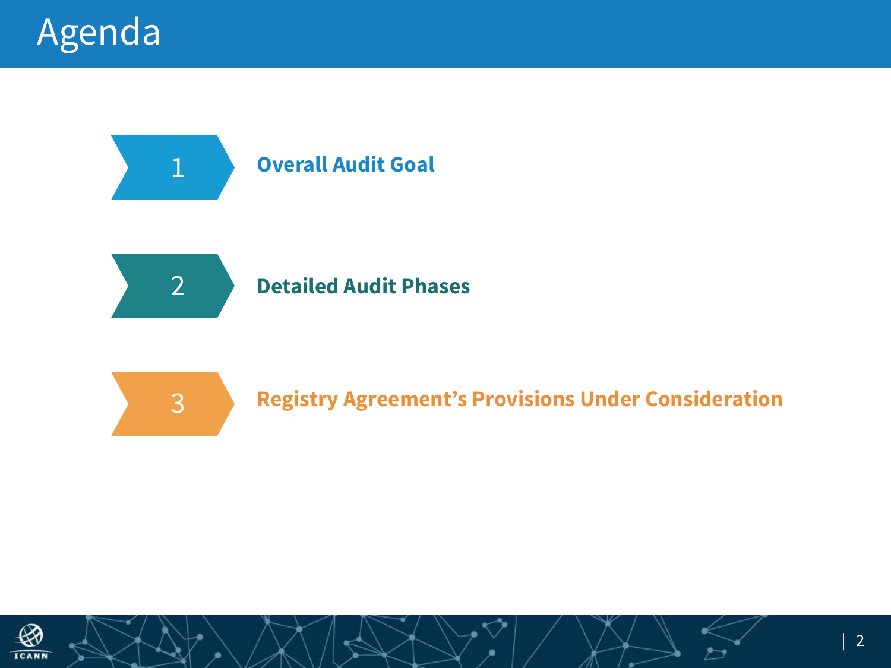# Agenda

1. **Overall Audit Goal**
2. **Detailed Audit Phases**
3. **Registry Agreement's Provisions Under Consideration**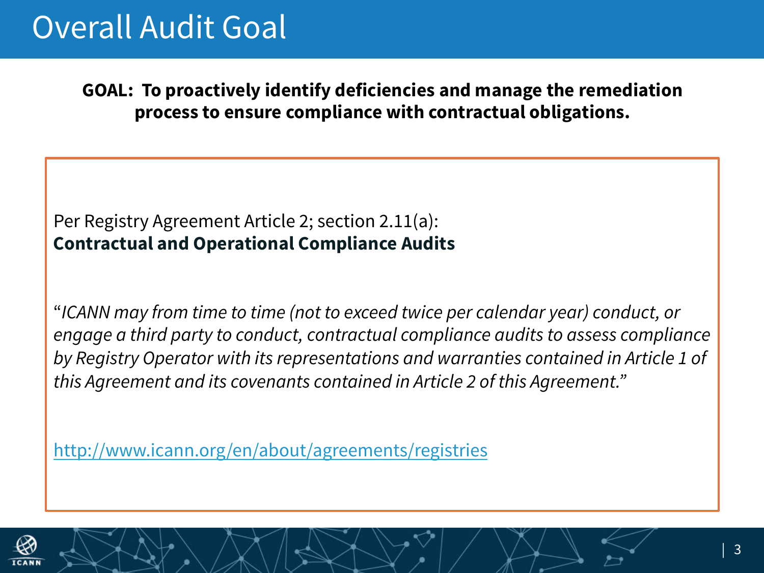# Overall Audit Goal

**GOAL: To proactively identify deficiencies and manage the remediation process to ensure compliance with contractual obligations.**

Per Registry Agreement Article 2; section 2.11(a):
**Contractual and Operational Compliance Audits**

"*ICANN may from time to time (not to exceed twice per calendar year) conduct, or engage a third party to conduct, contractual compliance audits to assess compliance by Registry Operator with its representations and warranties contained in Article 1 of this Agreement and its covenants contained in Article 2 of this Agreement.*"

http://www.icann.org/en/about/agreements/registries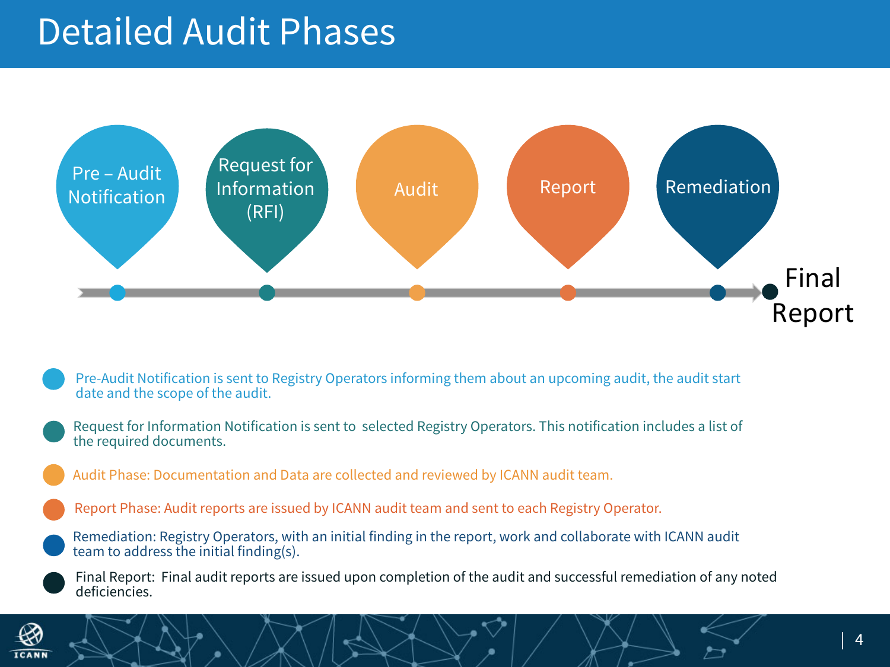# Detailed Audit Phases

Pre – Audit Notification → Request for Information (RFI) → Audit → Report → Remediation → Final Report

- Pre-Audit Notification is sent to Registry Operators informing them about an upcoming audit, the audit start date and the scope of the audit.
- Request for Information Notification is sent to selected Registry Operators. This notification includes a list of the required documents.
- Audit Phase: Documentation and Data are collected and reviewed by ICANN audit team.
- Report Phase: Audit reports are issued by ICANN audit team and sent to each Registry Operator.
- Remediation: Registry Operators, with an initial finding in the report, work and collaborate with ICANN audit team to address the initial finding(s).
- Final Report: Final audit reports are issued upon completion of the audit and successful remediation of any noted deficiencies.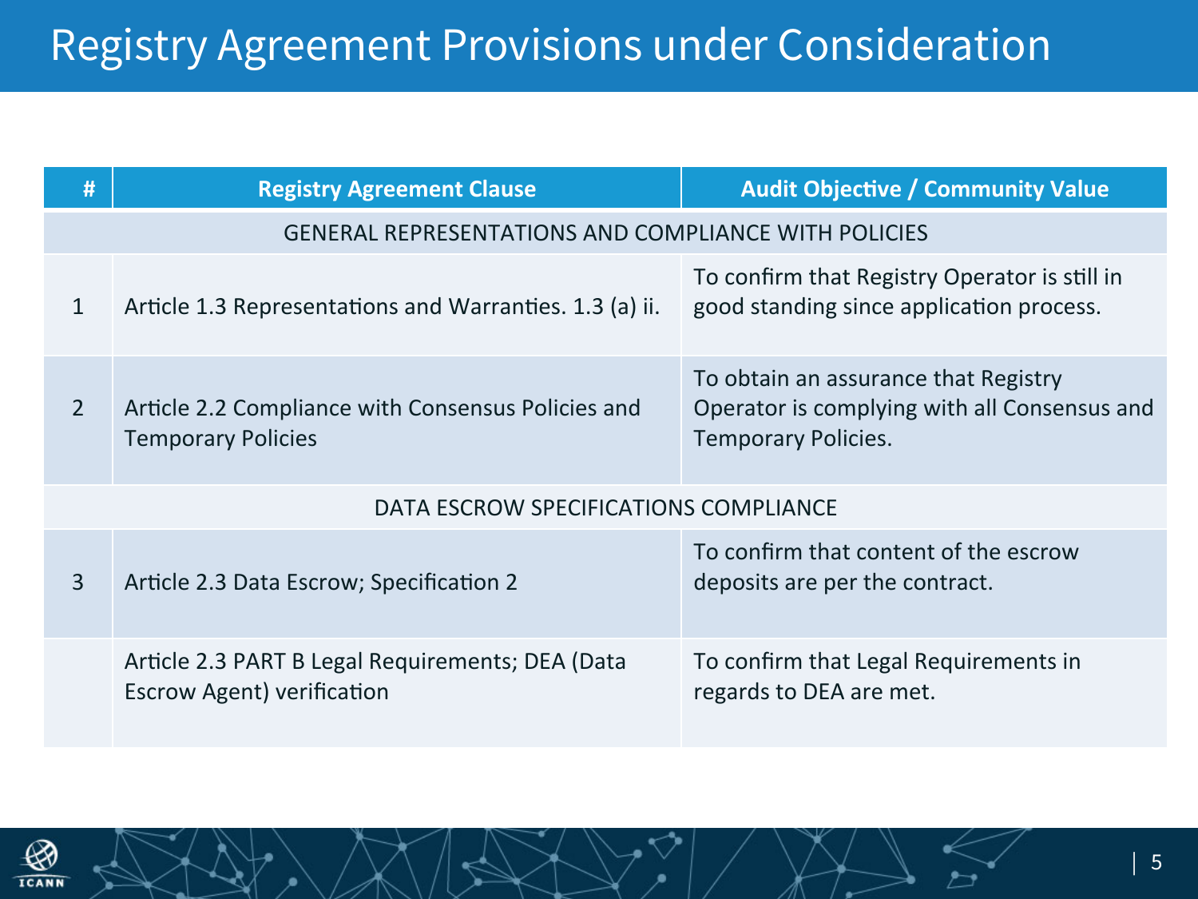# Registry Agreement Provisions under Consideration

| # | Registry Agreement Clause | Audit Objective / Community Value |
|---|---|---|
| | GENERAL REPRESENTATIONS AND COMPLIANCE WITH POLICIES | |
| 1 | Article 1.3 Representations and Warranties. 1.3 (a) ii. | To confirm that Registry Operator is still in good standing since application process. |
| 2 | Article 2.2 Compliance with Consensus Policies and Temporary Policies | To obtain an assurance that Registry Operator is complying with all Consensus and Temporary Policies. |
| | DATA ESCROW SPECIFICATIONS COMPLIANCE | |
| 3 | Article 2.3 Data Escrow; Specification 2 | To confirm that content of the escrow deposits are per the contract. |
| | Article 2.3 PART B Legal Requirements; DEA (Data Escrow Agent) verification | To confirm that Legal Requirements in regards to DEA are met. |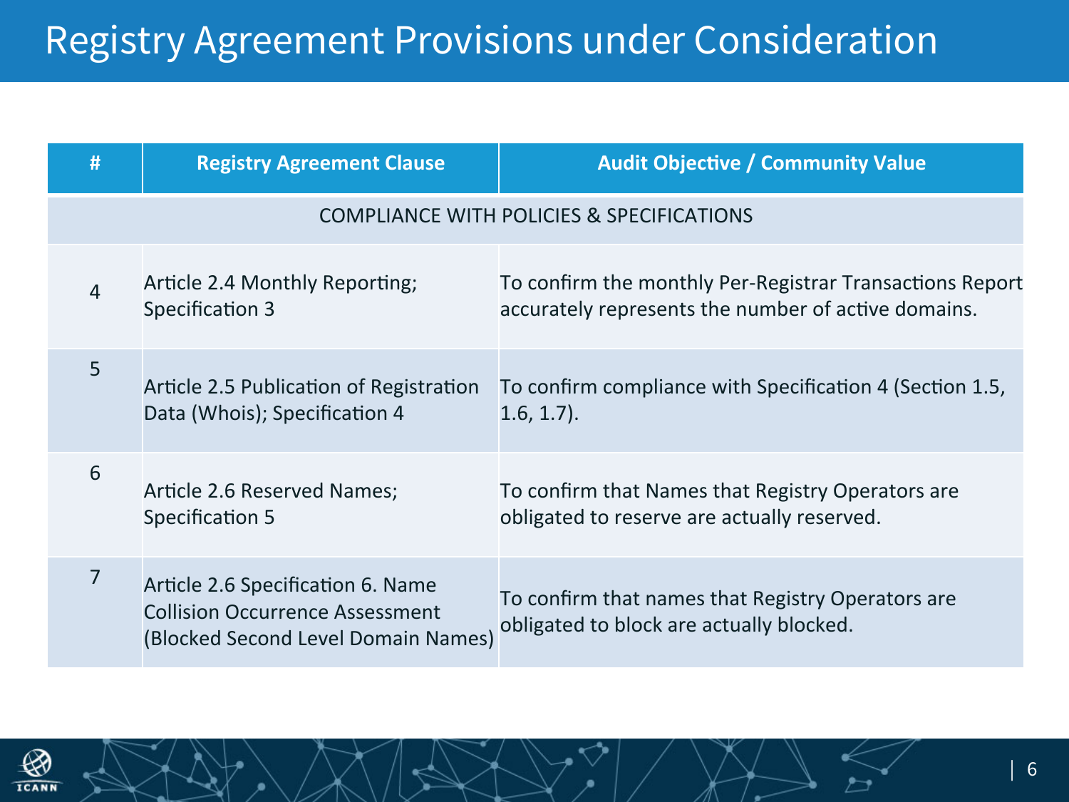# Registry Agreement Provisions under Consideration

| # | Registry Agreement Clause | Audit Objective / Community Value |
|---|---|---|
| COMPLIANCE WITH POLICIES & SPECIFICATIONS | | |
| 4 | Article 2.4 Monthly Reporting; Specification 3 | To confirm the monthly Per-Registrar Transactions Report accurately represents the number of active domains. |
| 5 | Article 2.5 Publication of Registration Data (Whois); Specification 4 | To confirm compliance with Specification 4 (Section 1.5, 1.6, 1.7). |
| 6 | Article 2.6 Reserved Names; Specification 5 | To confirm that Names that Registry Operators are obligated to reserve are actually reserved. |
| 7 | Article 2.6 Specification 6. Name Collision Occurrence Assessment (Blocked Second Level Domain Names) | To confirm that names that Registry Operators are obligated to block are actually blocked. |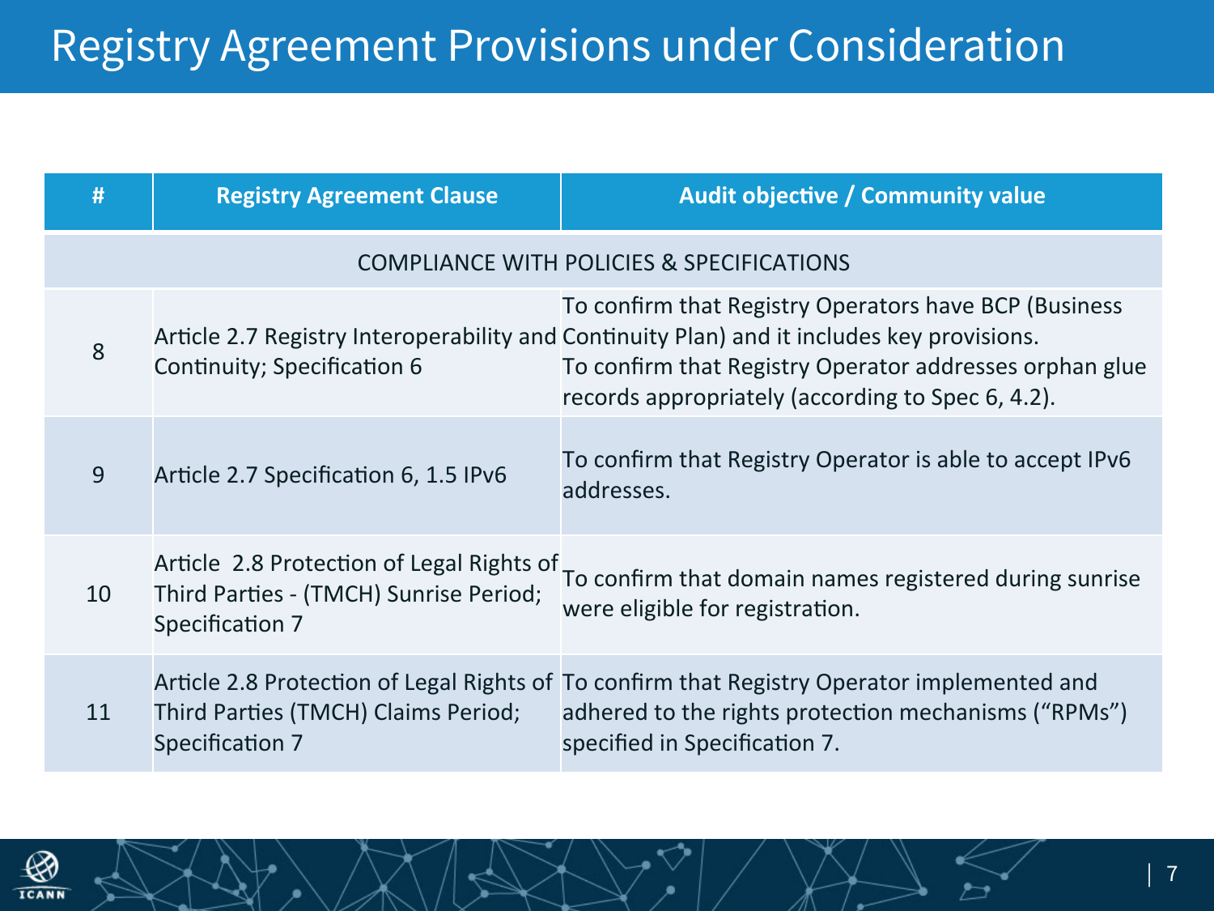# Registry Agreement Provisions under Consideration

| # | Registry Agreement Clause | Audit objective / Community value |
|---|---|---|
| | COMPLIANCE WITH POLICIES & SPECIFICATIONS | |
| 8 | Article 2.7 Registry Interoperability and Continuity; Specification 6 | To confirm that Registry Operators have BCP (Business Continuity Plan) and it includes key provisions. To confirm that Registry Operator addresses orphan glue records appropriately (according to Spec 6, 4.2). |
| 9 | Article 2.7 Specification 6, 1.5 IPv6 | To confirm that Registry Operator is able to accept IPv6 addresses. |
| 10 | Article 2.8 Protection of Legal Rights of Third Parties - (TMCH) Sunrise Period; Specification 7 | To confirm that domain names registered during sunrise were eligible for registration. |
| 11 | Article 2.8 Protection of Legal Rights of Third Parties (TMCH) Claims Period; Specification 7 | To confirm that Registry Operator implemented and adhered to the rights protection mechanisms ("RPMs") specified in Specification 7. |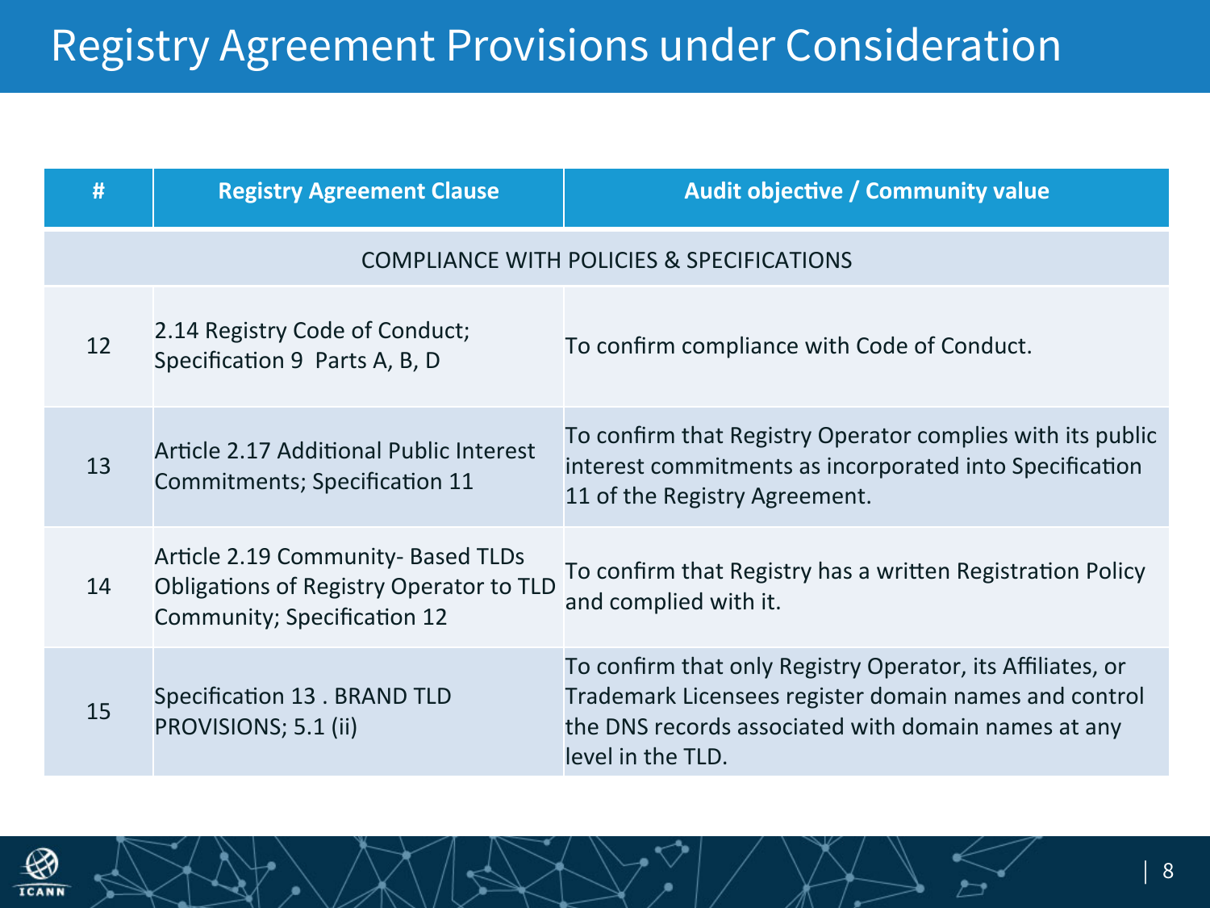# Registry Agreement Provisions under Consideration

| # | Registry Agreement Clause | Audit objective / Community value |
|---|---|---|
| COMPLIANCE WITH POLICIES & SPECIFICATIONS | | |
| 12 | 2.14 Registry Code of Conduct; Specification 9 Parts A, B, D | To confirm compliance with Code of Conduct. |
| 13 | Article 2.17 Additional Public Interest Commitments; Specification 11 | To confirm that Registry Operator complies with its public interest commitments as incorporated into Specification 11 of the Registry Agreement. |
| 14 | Article 2.19 Community- Based TLDs Obligations of Registry Operator to TLD Community; Specification 12 | To confirm that Registry has a written Registration Policy and complied with it. |
| 15 | Specification 13 . BRAND TLD PROVISIONS; 5.1 (ii) | To confirm that only Registry Operator, its Affiliates, or Trademark Licensees register domain names and control the DNS records associated with domain names at any level in the TLD. |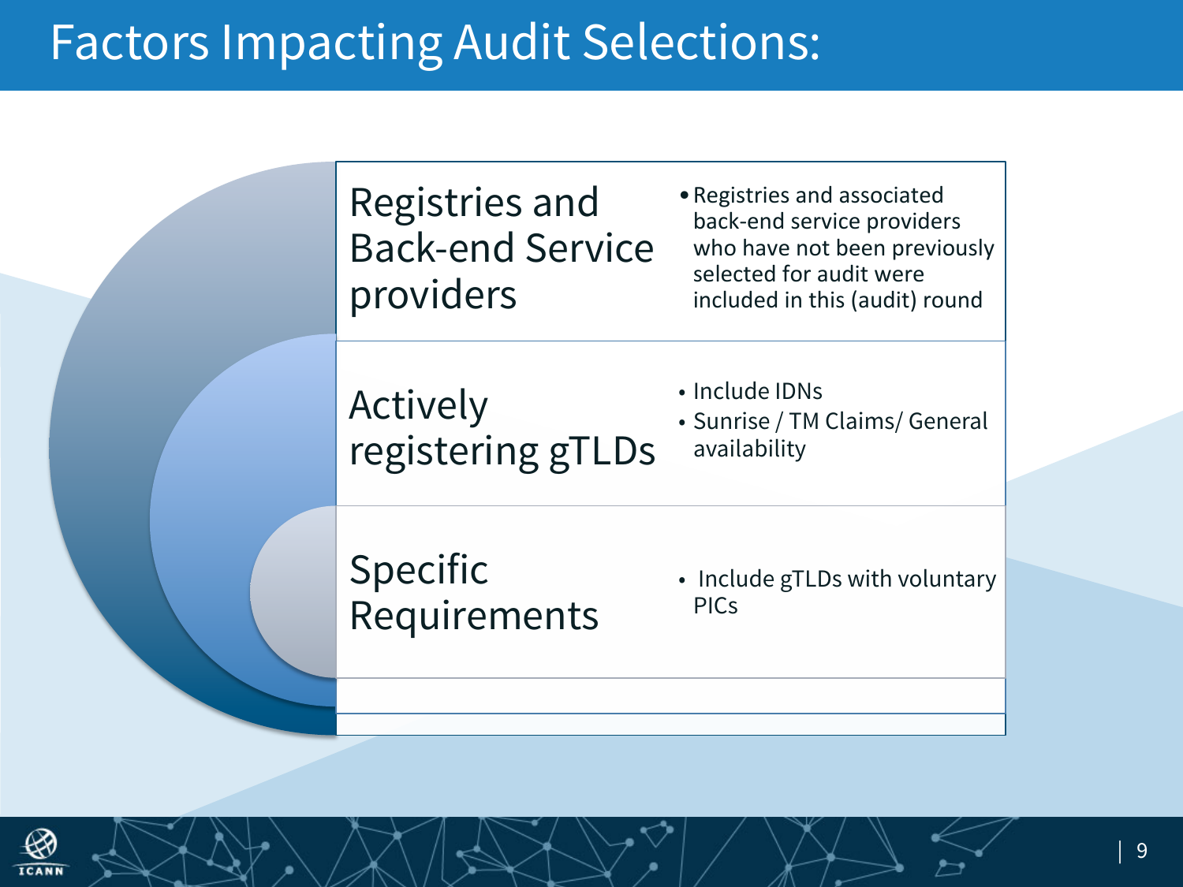# Factors Impacting Audit Selections:

## Registries and Back-end Service providers

- Registries and associated back-end service providers who have not been previously selected for audit were included in this (audit) round

## Actively registering gTLDs

- Include IDNs
- Sunrise / TM Claims/ General availability

## Specific Requirements

- Include gTLDs with voluntary PICs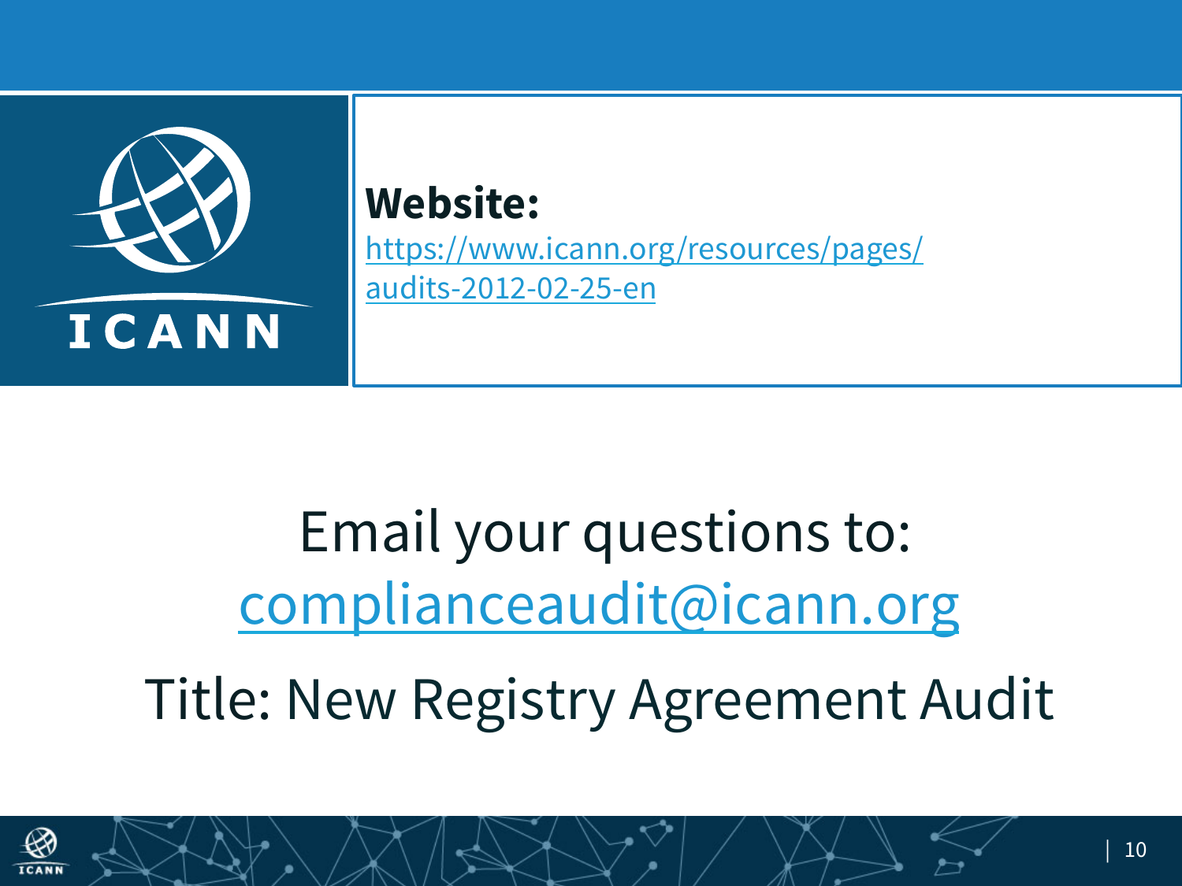**Website:**
https://www.icann.org/resources/pages/audits-2012-02-25-en

Email your questions to:
complianceaudit@icann.org

Title: New Registry Agreement Audit